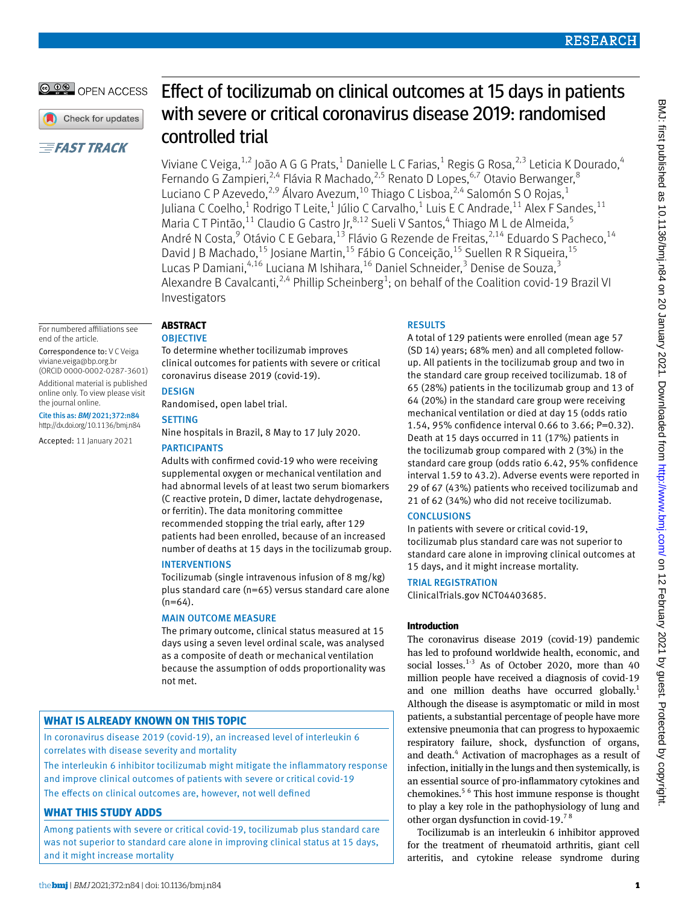# Effect of tocilizumab on clinical outcomes at 15 days in patients with severe or critical coronavirus disease 2019: randomised controlled trial

Viviane C Veiga,[1,2] João A G G Prats,[1] Danielle L C Farias,[1] Regis G Rosa,[2,3] Leticia K Dourado,[4] Fernando G Zampieri,[2,4] Flávia R Machado,[2,5] Renato D Lopes,[6,7] Otavio Berwanger,[8] Luciano C P Azevedo,[2,9] Álvaro Avezum,[10] Thiago C Lisboa,[2,4] Salomón S O Rojas,[1] Juliana C Coelho,[1] Rodrigo T Leite,[1] Júlio C Carvalho,[1] Luis E C Andrade,[11] Alex F Sandes,[11] Maria C T Pintão,[11] Claudio G Castro Jr,[8,12] Sueli V Santos,[4] Thiago M L de Almeida,[5] André N Costa,[9] Otávio C E Gebara,[13] Flávio G Rezende de Freitas,[2,14] Eduardo S Pacheco,[14] David J B Machado,[15] Josiane Martin,[15] Fábio G Conceição,[15] Suellen R R Siqueira,[15] Lucas P Damiani,[4,16] Luciana M Ishihara,[16] Daniel Schneider,[3] Denise de Souza,[3] Alexandre B Cavalcanti,[2,4] Phillip Scheinberg[1]; on behalf of the Coalition covid-19 Brazil VI Investigators

OPEN ACCESS

For numbered affiliations see end of the article.

Correspondence to: V C Veiga viviane.veiga@bp.org.br (ORCID 0000-0002-0287-3601)

Additional material is published online only. To view please visit the journal online.

Cite this as: *BMJ* 2021;372:n84 http://dx.doi.org/10.1136/bmj.n84

Accepted: 11 January 2021

## ABSTRACT

### OBJECTIVE

To determine whether tocilizumab improves clinical outcomes for patients with severe or critical coronavirus disease 2019 (covid-19).

### DESIGN

Randomised, open label trial.

### SETTING

Nine hospitals in Brazil, 8 May to 17 July 2020.

### PARTICIPANTS

Adults with confirmed covid-19 who were receiving supplemental oxygen or mechanical ventilation and had abnormal levels of at least two serum biomarkers (C reactive protein, D dimer, lactate dehydrogenase, or ferritin). The data monitoring committee recommended stopping the trial early, after 129 patients had been enrolled, because of an increased number of deaths at 15 days in the tocilizumab group.

### INTERVENTIONS

Tocilizumab (single intravenous infusion of 8 mg/kg) plus standard care (n=65) versus standard care alone (n=64).

### MAIN OUTCOME MEASURE

The primary outcome, clinical status measured at 15 days using a seven level ordinal scale, was analysed as a composite of death or mechanical ventilation because the assumption of odds proportionality was not met.

### RESULTS

A total of 129 patients were enrolled (mean age 57 (SD 14) years; 68% men) and all completed follow-up. All patients in the tocilizumab group and two in the standard care group received tocilizumab. 18 of 65 (28%) patients in the tocilizumab group and 13 of 64 (20%) in the standard care group were receiving mechanical ventilation or died at day 15 (odds ratio 1.54, 95% confidence interval 0.66 to 3.66; P=0.32). Death at 15 days occurred in 11 (17%) patients in the tocilizumab group compared with 2 (3%) in the standard care group (odds ratio 6.42, 95% confidence interval 1.59 to 43.2). Adverse events were reported in 29 of 67 (43%) patients who received tocilizumab and 21 of 62 (34%) who did not receive tocilizumab.

### CONCLUSIONS

In patients with severe or critical covid-19, tocilizumab plus standard care was not superior to standard care alone in improving clinical outcomes at 15 days, and it might increase mortality.

### TRIAL REGISTRATION

ClinicalTrials.gov NCT04403685.

### WHAT IS ALREADY KNOWN ON THIS TOPIC

In coronavirus disease 2019 (covid-19), an increased level of interleukin 6 correlates with disease severity and mortality

The interleukin 6 inhibitor tocilizumab might mitigate the inflammatory response and improve clinical outcomes of patients with severe or critical covid-19

The effects on clinical outcomes are, however, not well defined

### WHAT THIS STUDY ADDS

Among patients with severe or critical covid-19, tocilizumab plus standard care was not superior to standard care alone in improving clinical status at 15 days, and it might increase mortality

## Introduction

The coronavirus disease 2019 (covid-19) pandemic has led to profound worldwide health, economic, and social losses.[1-3] As of October 2020, more than 40 million people have received a diagnosis of covid-19 and one million deaths have occurred globally.[1] Although the disease is asymptomatic or mild in most patients, a substantial percentage of people have more extensive pneumonia that can progress to hypoxaemic respiratory failure, shock, dysfunction of organs, and death.[4] Activation of macrophages as a result of infection, initially in the lungs and then systemically, is an essential source of pro-inflammatory cytokines and chemokines.[5 6] This host immune response is thought to play a key role in the pathophysiology of lung and other organ dysfunction in covid-19.[7 8]

Tocilizumab is an interleukin 6 inhibitor approved for the treatment of rheumatoid arthritis, giant cell arteritis, and cytokine release syndrome during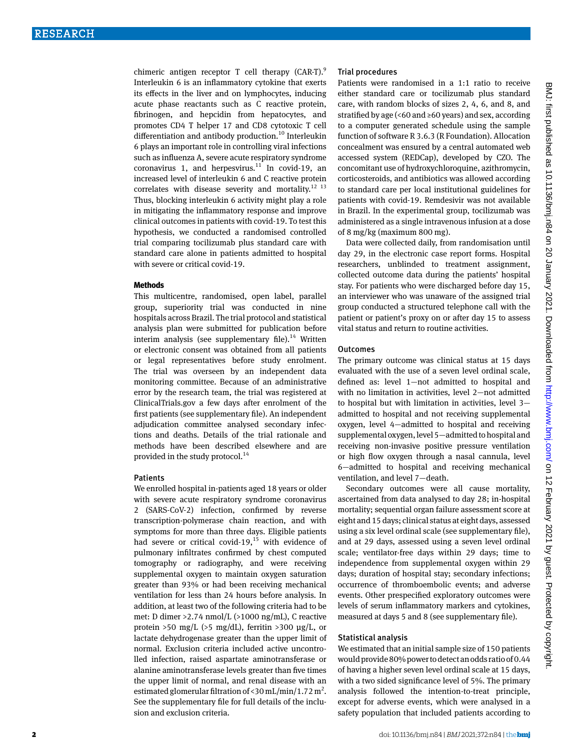chimeric antigen receptor T cell therapy (CAR-T).[9] Interleukin 6 is an inflammatory cytokine that exerts its effects in the liver and on lymphocytes, inducing acute phase reactants such as C reactive protein, fibrinogen, and hepcidin from hepatocytes, and promotes CD4 T helper 17 and CD8 cytotoxic T cell differentiation and antibody production.[10] Interleukin 6 plays an important role in controlling viral infections such as influenza A, severe acute respiratory syndrome coronavirus 1, and herpesvirus.[11] In covid-19, an increased level of interleukin 6 and C reactive protein correlates with disease severity and mortality.[12 13] Thus, blocking interleukin 6 activity might play a role in mitigating the inflammatory response and improve clinical outcomes in patients with covid-19. To test this hypothesis, we conducted a randomised controlled trial comparing tocilizumab plus standard care with standard care alone in patients admitted to hospital with severe or critical covid-19.

## Methods

This multicentre, randomised, open label, parallel group, superiority trial was conducted in nine hospitals across Brazil. The trial protocol and statistical analysis plan were submitted for publication before interim analysis (see supplementary file).[14] Written or electronic consent was obtained from all patients or legal representatives before study enrolment. The trial was overseen by an independent data monitoring committee. Because of an administrative error by the research team, the trial was registered at ClinicalTrials.gov a few days after enrolment of the first patients (see supplementary file). An independent adjudication committee analysed secondary infections and deaths. Details of the trial rationale and methods have been described elsewhere and are provided in the study protocol.[14]

### Patients

We enrolled hospital in-patients aged 18 years or older with severe acute respiratory syndrome coronavirus 2 (SARS-CoV-2) infection, confirmed by reverse transcription-polymerase chain reaction, and with symptoms for more than three days. Eligible patients had severe or critical covid-19,[15] with evidence of pulmonary infiltrates confirmed by chest computed tomography or radiography, and were receiving supplemental oxygen to maintain oxygen saturation greater than 93% or had been receiving mechanical ventilation for less than 24 hours before analysis. In addition, at least two of the following criteria had to be met: D dimer >2.74 nmol/L (>1000 ng/mL), C reactive protein >50 mg/L (>5 mg/dL), ferritin >300 µg/L, or lactate dehydrogenase greater than the upper limit of normal. Exclusion criteria included active uncontrolled infection, raised aspartate aminotransferase or alanine aminotransferase levels greater than five times the upper limit of normal, and renal disease with an estimated glomerular filtration of <30 mL/min/1.72 $m^2$. See the supplementary file for full details of the inclusion and exclusion criteria.

### Trial procedures

Patients were randomised in a 1:1 ratio to receive either standard care or tocilizumab plus standard care, with random blocks of sizes 2, 4, 6, and 8, and stratified by age (<60 and ≥60 years) and sex, according to a computer generated schedule using the sample function of software R 3.6.3 (R Foundation). Allocation concealment was ensured by a central automated web accessed system (REDCap), developed by CZO. The concomitant use of hydroxychloroquine, azithromycin, corticosteroids, and antibiotics was allowed according to standard care per local institutional guidelines for patients with covid-19. Remdesivir was not available in Brazil. In the experimental group, tocilizumab was administered as a single intravenous infusion at a dose of 8 mg/kg (maximum 800 mg).

Data were collected daily, from randomisation until day 29, in the electronic case report forms. Hospital researchers, unblinded to treatment assignment, collected outcome data during the patients' hospital stay. For patients who were discharged before day 15, an interviewer who was unaware of the assigned trial group conducted a structured telephone call with the patient or patient's proxy on or after day 15 to assess vital status and return to routine activities.

### Outcomes

The primary outcome was clinical status at 15 days evaluated with the use of a seven level ordinal scale, defined as: level 1—not admitted to hospital and with no limitation in activities, level 2—not admitted to hospital but with limitation in activities, level 3—admitted to hospital and not receiving supplemental oxygen, level 4—admitted to hospital and receiving supplemental oxygen, level 5—admitted to hospital and receiving non-invasive positive pressure ventilation or high flow oxygen through a nasal cannula, level 6—admitted to hospital and receiving mechanical ventilation, and level 7—death.

Secondary outcomes were all cause mortality, ascertained from data analysed to day 28; in-hospital mortality; sequential organ failure assessment score at eight and 15 days; clinical status at eight days, assessed using a six level ordinal scale (see supplementary file), and at 29 days, assessed using a seven level ordinal scale; ventilator-free days within 29 days; time to independence from supplemental oxygen within 29 days; duration of hospital stay; secondary infections; occurrence of thromboembolic events; and adverse events. Other prespecified exploratory outcomes were levels of serum inflammatory markers and cytokines, measured at days 5 and 8 (see supplementary file).

### Statistical analysis

We estimated that an initial sample size of 150 patients would provide 80% power to detect an odds ratio of 0.44 of having a higher seven level ordinal scale at 15 days, with a two sided significance level of 5%. The primary analysis followed the intention-to-treat principle, except for adverse events, which were analysed in a safety population that included patients according to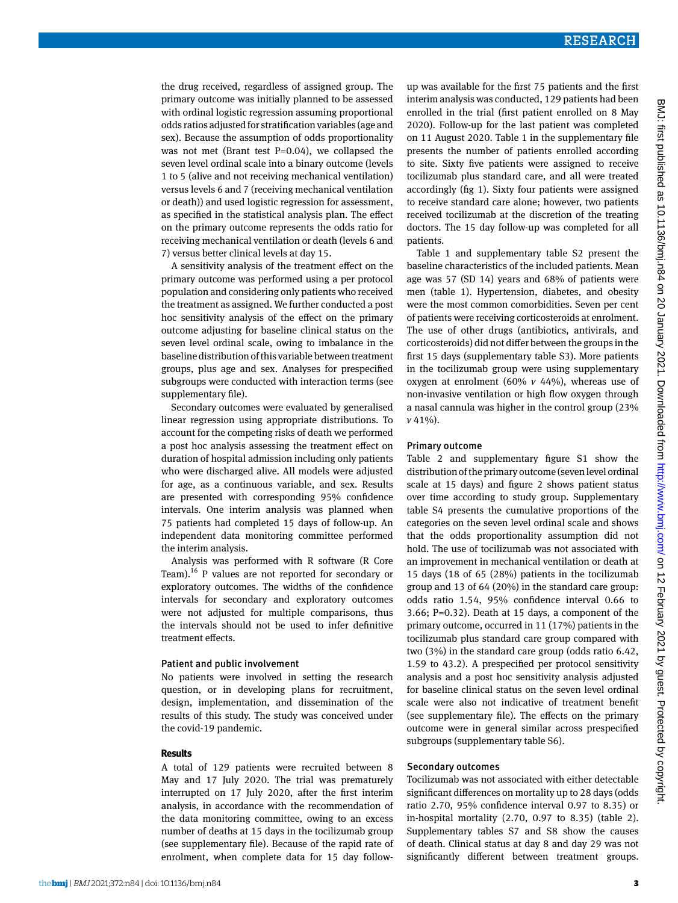the drug received, regardless of assigned group. The primary outcome was initially planned to be assessed with ordinal logistic regression assuming proportional odds ratios adjusted for stratification variables (age and sex). Because the assumption of odds proportionality was not met (Brant test P=0.04), we collapsed the seven level ordinal scale into a binary outcome (levels 1 to 5 (alive and not receiving mechanical ventilation) versus levels 6 and 7 (receiving mechanical ventilation or death)) and used logistic regression for assessment, as specified in the statistical analysis plan. The effect on the primary outcome represents the odds ratio for receiving mechanical ventilation or death (levels 6 and 7) versus better clinical levels at day 15.

A sensitivity analysis of the treatment effect on the primary outcome was performed using a per protocol population and considering only patients who received the treatment as assigned. We further conducted a post hoc sensitivity analysis of the effect on the primary outcome adjusting for baseline clinical status on the seven level ordinal scale, owing to imbalance in the baseline distribution of this variable between treatment groups, plus age and sex. Analyses for prespecified subgroups were conducted with interaction terms (see supplementary file).

Secondary outcomes were evaluated by generalised linear regression using appropriate distributions. To account for the competing risks of death we performed a post hoc analysis assessing the treatment effect on duration of hospital admission including only patients who were discharged alive. All models were adjusted for age, as a continuous variable, and sex. Results are presented with corresponding 95% confidence intervals. One interim analysis was planned when 75 patients had completed 15 days of follow-up. An independent data monitoring committee performed the interim analysis.

Analysis was performed with R software (R Core Team).[16] P values are not reported for secondary or exploratory outcomes. The widths of the confidence intervals for secondary and exploratory outcomes were not adjusted for multiple comparisons, thus the intervals should not be used to infer definitive treatment effects.

### Patient and public involvement

No patients were involved in setting the research question, or in developing plans for recruitment, design, implementation, and dissemination of the results of this study. The study was conceived under the covid-19 pandemic.

## Results

A total of 129 patients were recruited between 8 May and 17 July 2020. The trial was prematurely interrupted on 17 July 2020, after the first interim analysis, in accordance with the recommendation of the data monitoring committee, owing to an excess number of deaths at 15 days in the tocilizumab group (see supplementary file). Because of the rapid rate of enrolment, when complete data for 15 day follow-up was available for the first 75 patients and the first interim analysis was conducted, 129 patients had been enrolled in the trial (first patient enrolled on 8 May 2020). Follow-up for the last patient was completed on 11 August 2020. Table 1 in the supplementary file presents the number of patients enrolled according to site. Sixty five patients were assigned to receive tocilizumab plus standard care, and all were treated accordingly (fig 1). Sixty four patients were assigned to receive standard care alone; however, two patients received tocilizumab at the discretion of the treating doctors. The 15 day follow-up was completed for all patients.

Table 1 and supplementary table S2 present the baseline characteristics of the included patients. Mean age was 57 (SD 14) years and 68% of patients were men (table 1). Hypertension, diabetes, and obesity were the most common comorbidities. Seven per cent of patients were receiving corticosteroids at enrolment. The use of other drugs (antibiotics, antivirals, and corticosteroids) did not differ between the groups in the first 15 days (supplementary table S3). More patients in the tocilizumab group were using supplementary oxygen at enrolment (60% *v* 44%), whereas use of non-invasive ventilation or high flow oxygen through a nasal cannula was higher in the control group (23% *v* 41%).

### Primary outcome

Table 2 and supplementary figure S1 show the distribution of the primary outcome (seven level ordinal scale at 15 days) and figure 2 shows patient status over time according to study group. Supplementary table S4 presents the cumulative proportions of the categories on the seven level ordinal scale and shows that the odds proportionality assumption did not hold. The use of tocilizumab was not associated with an improvement in mechanical ventilation or death at 15 days (18 of 65 (28%) patients in the tocilizumab group and 13 of 64 (20%) in the standard care group: odds ratio 1.54, 95% confidence interval 0.66 to 3.66; P=0.32). Death at 15 days, a component of the primary outcome, occurred in 11 (17%) patients in the tocilizumab plus standard care group compared with two (3%) in the standard care group (odds ratio 6.42, 1.59 to 43.2). A prespecified per protocol sensitivity analysis and a post hoc sensitivity analysis adjusted for baseline clinical status on the seven level ordinal scale were also not indicative of treatment benefit (see supplementary file). The effects on the primary outcome were in general similar across prespecified subgroups (supplementary table S6).

### Secondary outcomes

Tocilizumab was not associated with either detectable significant differences on mortality up to 28 days (odds ratio 2.70, 95% confidence interval 0.97 to 8.35) or in-hospital mortality (2.70, 0.97 to 8.35) (table 2). Supplementary tables S7 and S8 show the causes of death. Clinical status at day 8 and day 29 was not significantly different between treatment groups.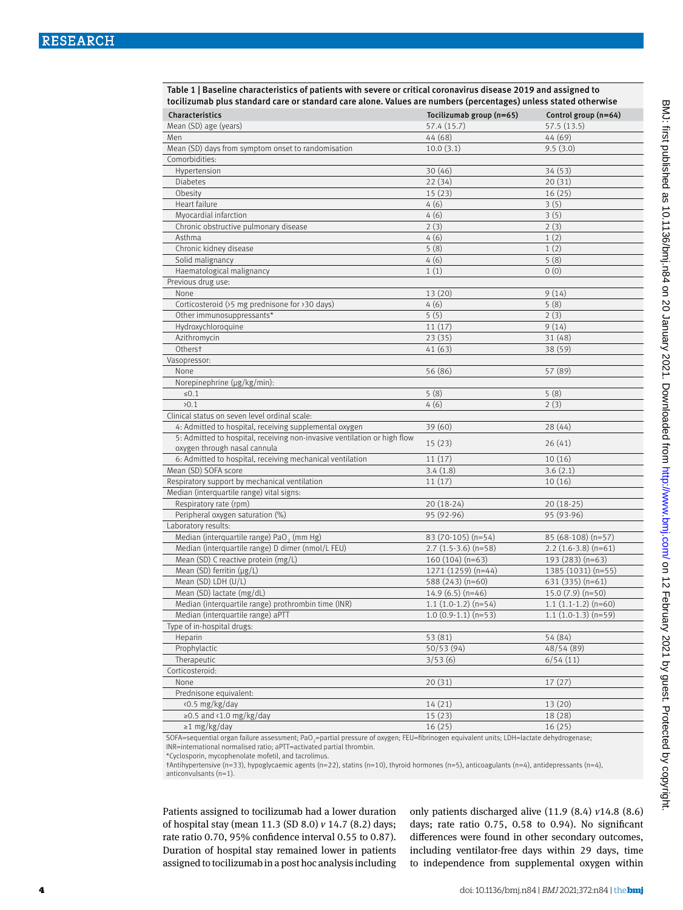**Table 1 | Baseline characteristics of patients with severe or critical coronavirus disease 2019 and assigned to tocilizumab plus standard care or standard care alone. Values are numbers (percentages) unless stated otherwise**

| Characteristics | Tocilizumab group (n=65) | Control group (n=64) |
|---|---|---|
| Mean (SD) age (years) | 57.4 (15.7) | 57.5 (13.5) |
| Men | 44 (68) | 44 (69) |
| Mean (SD) days from symptom onset to randomisation | 10.0 (3.1) | 9.5 (3.0) |
| Comorbidities: | | |
| Hypertension | 30 (46) | 34 (53) |
| Diabetes | 22 (34) | 20 (31) |
| Obesity | 15 (23) | 16 (25) |
| Heart failure | 4 (6) | 3 (5) |
| Myocardial infarction | 4 (6) | 3 (5) |
| Chronic obstructive pulmonary disease | 2 (3) | 2 (3) |
| Asthma | 4 (6) | 1 (2) |
| Chronic kidney disease | 5 (8) | 1 (2) |
| Solid malignancy | 4 (6) | 5 (8) |
| Haematological malignancy | 1 (1) | 0 (0) |
| Previous drug use: | | |
| None | 13 (20) | 9 (14) |
| Corticosteroid (>5 mg prednisone for >30 days) | 4 (6) | 5 (8) |
| Other immunosuppressants* | 5 (5) | 2 (3) |
| Hydroxychloroquine | 11 (17) | 9 (14) |
| Azithromycin | 23 (35) | 31 (48) |
| Others† | 41 (63) | 38 (59) |
| Vasopressor: | | |
| None | 56 (86) | 57 (89) |
| Norepinephrine (µg/kg/min): | | |
| ≤0.1 | 5 (8) | 5 (8) |
| >0.1 | 4 (6) | 2 (3) |
| Clinical status on seven level ordinal scale: | | |
| 4: Admitted to hospital, receiving supplemental oxygen | 39 (60) | 28 (44) |
| 5: Admitted to hospital, receiving non-invasive ventilation or high flow oxygen through nasal cannula | 15 (23) | 26 (41) |
| 6: Admitted to hospital, receiving mechanical ventilation | 11 (17) | 10 (16) |
| Mean (SD) SOFA score | 3.4 (1.8) | 3.6 (2.1) |
| Respiratory support by mechanical ventilation | 11 (17) | 10 (16) |
| Median (interquartile range) vital signs: | | |
| Respiratory rate (rpm) | 20 (18-24) | 20 (18-25) |
| Peripheral oxygen saturation (%) | 95 (92-96) | 95 (93-96) |
| Laboratory results: | | |
| Median (interquartile range) $PaO_2$ (mm Hg) | 83 (70-105) (n=54) | 85 (68-108) (n=57) |
| Median (interquartile range) D dimer (nmol/L FEU) | 2.7 (1.5-3.6) (n=58) | 2.2 (1.6-3.8) (n=61) |
| Mean (SD) C reactive protein (mg/L) | 160 (104) (n=63) | 193 (283) (n=63) |
| Mean (SD) ferritin (µg/L) | 1271 (1259) (n=44) | 1385 (1031) (n=55) |
| Mean (SD) LDH (U/L) | 588 (243) (n=60) | 631 (335) (n=61) |
| Mean (SD) lactate (mg/dL) | 14.9 (6.5) (n=46) | 15.0 (7.9) (n=50) |
| Median (interquartile range) prothrombin time (INR) | 1.1 (1.0-1.2) (n=54) | 1.1 (1.1-1.2) (n=60) |
| Median (interquartile range) aPTT | 1.0 (0.9-1.1) (n=53) | 1.1 (1.0-1.3) (n=59) |
| Type of in-hospital drugs: | | |
| Heparin | 53 (81) | 54 (84) |
| Prophylactic | 50/53 (94) | 48/54 (89) |
| Therapeutic | 3/53 (6) | 6/54 (11) |
| Corticosteroid: | | |
| None | 20 (31) | 17 (27) |
| Prednisone equivalent: | | |
| <0.5 mg/kg/day | 14 (21) | 13 (20) |
| ≥0.5 and <1.0 mg/kg/day | 15 (23) | 18 (28) |
| ≥1 mg/kg/day | 16 (25) | 16 (25) |

SOFA=sequential organ failure assessment; $PaO_2$=partial pressure of oxygen; FEU=fibrinogen equivalent units; LDH=lactate dehydrogenase; INR=international normalised ratio; aPTT=activated partial thrombin.
*Cyclosporin, mycophenolate mofetil, and tacrolimus.
†Antihypertensive (n=33), hypoglycaemic agents (n=22), statins (n=10), thyroid hormones (n=5), anticoagulants (n=4), antidepressants (n=4), anticonvulsants (n=1).

Patients assigned to tocilizumab had a lower duration of hospital stay (mean 11.3 (SD 8.0) *v* 14.7 (8.2) days; rate ratio 0.70, 95% confidence interval 0.55 to 0.87). Duration of hospital stay remained lower in patients assigned to tocilizumab in a post hoc analysis including only patients discharged alive (11.9 (8.4) *v* 14.8 (8.6) days; rate ratio 0.75, 0.58 to 0.94). No significant differences were found in other secondary outcomes, including ventilator-free days within 29 days, time to independence from supplemental oxygen within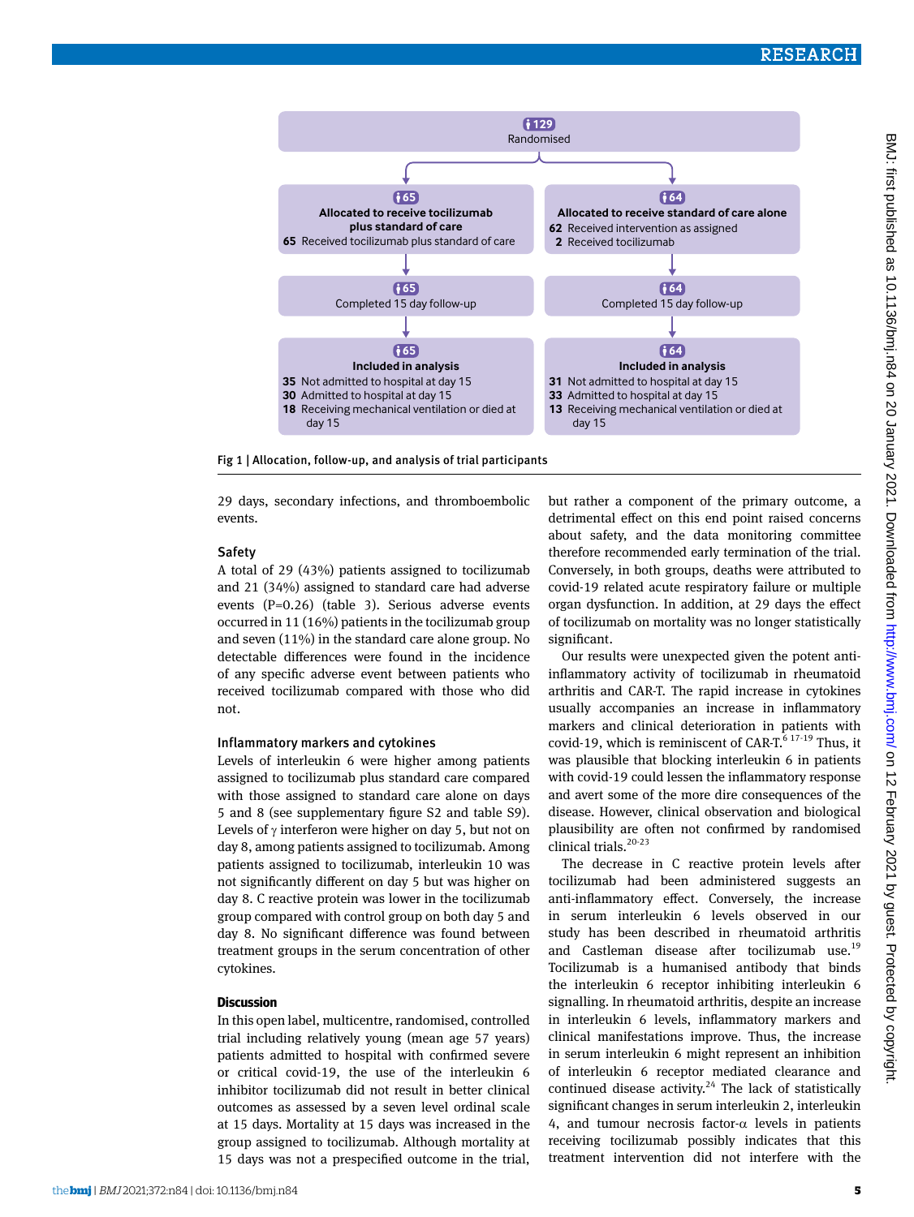129 Randomised

| Allocated to receive tocilizumab plus standard of care (n=65) | Allocated to receive standard of care alone (n=64) |
|---|---|
| 65 Received tocilizumab plus standard of care | 62 Received intervention as assigned; 2 Received tocilizumab |
| 65 Completed 15 day follow-up | 64 Completed 15 day follow-up |
| 65 Included in analysis | 64 Included in analysis |
| 35 Not admitted to hospital at day 15 | 31 Not admitted to hospital at day 15 |
| 30 Admitted to hospital at day 15 | 33 Admitted to hospital at day 15 |
| 18 Receiving mechanical ventilation or died at day 15 | 13 Receiving mechanical ventilation or died at day 15 |

Fig 1 | Allocation, follow-up, and analysis of trial participants

29 days, secondary infections, and thromboembolic events.

## Safety

A total of 29 (43%) patients assigned to tocilizumab and 21 (34%) assigned to standard care had adverse events (P=0.26) (table 3). Serious adverse events occurred in 11 (16%) patients in the tocilizumab group and seven (11%) in the standard care alone group. No detectable differences were found in the incidence of any specific adverse event between patients who received tocilizumab compared with those who did not.

## Inflammatory markers and cytokines

Levels of interleukin 6 were higher among patients assigned to tocilizumab plus standard care compared with those assigned to standard care alone on days 5 and 8 (see supplementary figure S2 and table S9). Levels of γ interferon were higher on day 5, but not on day 8, among patients assigned to tocilizumab. Among patients assigned to tocilizumab, interleukin 10 was not significantly different on day 5 but was higher on day 8. C reactive protein was lower in the tocilizumab group compared with control group on both day 5 and day 8. No significant difference was found between treatment groups in the serum concentration of other cytokines.

# Discussion

In this open label, multicentre, randomised, controlled trial including relatively young (mean age 57 years) patients admitted to hospital with confirmed severe or critical covid-19, the use of the interleukin 6 inhibitor tocilizumab did not result in better clinical outcomes as assessed by a seven level ordinal scale at 15 days. Mortality at 15 days was increased in the group assigned to tocilizumab. Although mortality at 15 days was not a prespecified outcome in the trial, but rather a component of the primary outcome, a detrimental effect on this end point raised concerns about safety, and the data monitoring committee therefore recommended early termination of the trial. Conversely, in both groups, deaths were attributed to covid-19 related acute respiratory failure or multiple organ dysfunction. In addition, at 29 days the effect of tocilizumab on mortality was no longer statistically significant.

Our results were unexpected given the potent anti-inflammatory activity of tocilizumab in rheumatoid arthritis and CAR-T. The rapid increase in cytokines usually accompanies an increase in inflammatory markers and clinical deterioration in patients with covid-19, which is reminiscent of CAR-T.[6 17-19] Thus, it was plausible that blocking interleukin 6 in patients with covid-19 could lessen the inflammatory response and avert some of the more dire consequences of the disease. However, clinical observation and biological plausibility are often not confirmed by randomised clinical trials.[20-23]

The decrease in C reactive protein levels after tocilizumab had been administered suggests an anti-inflammatory effect. Conversely, the increase in serum interleukin 6 levels observed in our study has been described in rheumatoid arthritis and Castleman disease after tocilizumab use.[19] Tocilizumab is a humanised antibody that binds the interleukin 6 receptor inhibiting interleukin 6 signalling. In rheumatoid arthritis, despite an increase in interleukin 6 levels, inflammatory markers and clinical manifestations improve. Thus, the increase in serum interleukin 6 might represent an inhibition of interleukin 6 receptor mediated clearance and continued disease activity.[24] The lack of statistically significant changes in serum interleukin 2, interleukin 4, and tumour necrosis factor-α levels in patients receiving tocilizumab possibly indicates that this treatment intervention did not interfere with the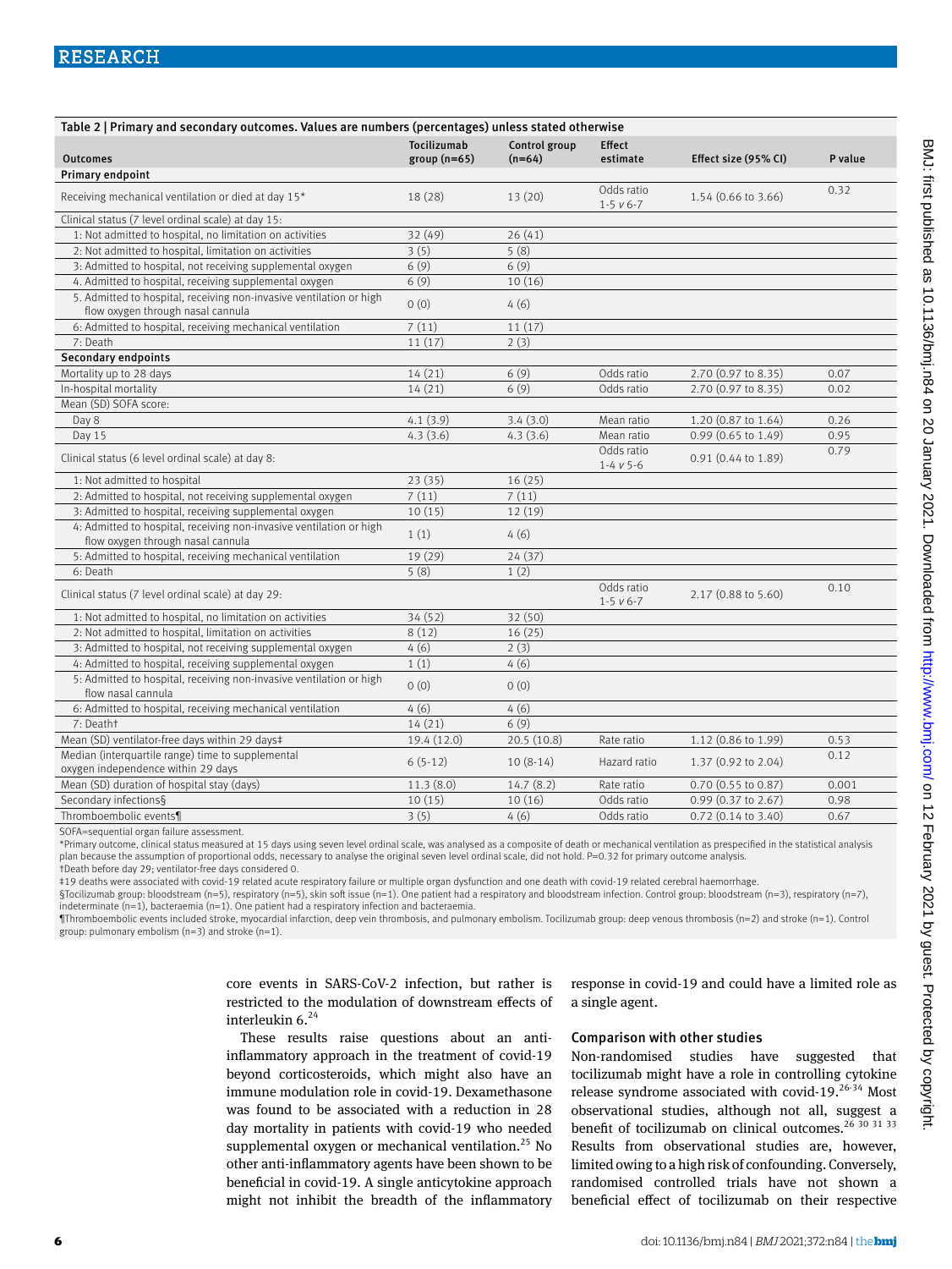Table 2 | Primary and secondary outcomes. Values are numbers (percentages) unless stated otherwise

| Outcomes | Tocilizumab group (n=65) | Control group (n=64) | Effect estimate | Effect size (95% CI) | P value |
|---|---|---|---|---|---|
| **Primary endpoint** | | | | | |
| Receiving mechanical ventilation or died at day 15* | 18 (28) | 13 (20) | Odds ratio 1-5 v 6-7 | 1.54 (0.66 to 3.66) | 0.32 |
| Clinical status (7 level ordinal scale) at day 15: | | | | | |
| 1: Not admitted to hospital, no limitation on activities | 32 (49) | 26 (41) | | | |
| 2: Not admitted to hospital, limitation on activities | 3 (5) | 5 (8) | | | |
| 3: Admitted to hospital, not receiving supplemental oxygen | 6 (9) | 6 (9) | | | |
| 4. Admitted to hospital, receiving supplemental oxygen | 6 (9) | 10 (16) | | | |
| 5. Admitted to hospital, receiving non-invasive ventilation or high flow oxygen through nasal cannula | 0 (0) | 4 (6) | | | |
| 6: Admitted to hospital, receiving mechanical ventilation | 7 (11) | 11 (17) | | | |
| 7: Death | 11 (17) | 2 (3) | | | |
| **Secondary endpoints** | | | | | |
| Mortality up to 28 days | 14 (21) | 6 (9) | Odds ratio | 2.70 (0.97 to 8.35) | 0.07 |
| In-hospital mortality | 14 (21) | 6 (9) | Odds ratio | 2.70 (0.97 to 8.35) | 0.02 |
| Mean (SD) SOFA score: | | | | | |
| Day 8 | 4.1 (3.9) | 3.4 (3.0) | Mean ratio | 1.20 (0.87 to 1.64) | 0.26 |
| Day 15 | 4.3 (3.6) | 4.3 (3.6) | Mean ratio | 0.99 (0.65 to 1.49) | 0.95 |
| Clinical status (6 level ordinal scale) at day 8: | | | Odds ratio 1-4 v 5-6 | 0.91 (0.44 to 1.89) | 0.79 |
| 1: Not admitted to hospital | 23 (35) | 16 (25) | | | |
| 2: Admitted to hospital, not receiving supplemental oxygen | 7 (11) | 7 (11) | | | |
| 3: Admitted to hospital, receiving supplemental oxygen | 10 (15) | 12 (19) | | | |
| 4: Admitted to hospital, receiving non-invasive ventilation or high flow oxygen through nasal cannula | 1 (1) | 4 (6) | | | |
| 5: Admitted to hospital, receiving mechanical ventilation | 19 (29) | 24 (37) | | | |
| 6: Death | 5 (8) | 1 (2) | | | |
| Clinical status (7 level ordinal scale) at day 29: | | | Odds ratio 1-5 v 6-7 | 2.17 (0.88 to 5.60) | 0.10 |
| 1: Not admitted to hospital, no limitation on activities | 34 (52) | 32 (50) | | | |
| 2: Not admitted to hospital, limitation on activities | 8 (12) | 16 (25) | | | |
| 3: Admitted to hospital, not receiving supplemental oxygen | 4 (6) | 2 (3) | | | |
| 4: Admitted to hospital, receiving supplemental oxygen | 1 (1) | 4 (6) | | | |
| 5: Admitted to hospital, receiving non-invasive ventilation or high flow nasal cannula | 0 (0) | 0 (0) | | | |
| 6: Admitted to hospital, receiving mechanical ventilation | 4 (6) | 4 (6) | | | |
| 7: Death† | 14 (21) | 6 (9) | | | |
| Mean (SD) ventilator-free days within 29 days‡ | 19.4 (12.0) | 20.5 (10.8) | Rate ratio | 1.12 (0.86 to 1.99) | 0.53 |
| Median (interquartile range) time to supplemental oxygen independence within 29 days | 6 (5-12) | 10 (8-14) | Hazard ratio | 1.37 (0.92 to 2.04) | 0.12 |
| Mean (SD) duration of hospital stay (days) | 11.3 (8.0) | 14.7 (8.2) | Rate ratio | 0.70 (0.55 to 0.87) | 0.001 |
| Secondary infections§ | 10 (15) | 10 (16) | Odds ratio | 0.99 (0.37 to 2.67) | 0.98 |
| Thromboembolic events¶ | 3 (5) | 4 (6) | Odds ratio | 0.72 (0.14 to 3.40) | 0.67 |

SOFA=sequential organ failure assessment.
*Primary outcome, clinical status measured at 15 days using seven level ordinal scale, was analysed as a composite of death or mechanical ventilation as prespecified in the statistical analysis plan because the assumption of proportional odds, necessary to analyse the original seven level ordinal scale, did not hold. P=0.32 for primary outcome analysis.
†Death before day 29; ventilator-free days considered 0.
‡19 deaths were associated with covid-19 related acute respiratory failure or multiple organ dysfunction and one death with covid-19 related cerebral haemorrhage.
§Tocilizumab group: bloodstream (n=5), respiratory (n=5), skin soft tissue (n=1). One patient had a respiratory and bloodstream infection. Control group: bloodstream (n=3), respiratory (n=7), indeterminate (n=1), bacteraemia (n=1). One patient had a respiratory infection and bacteraemia.
¶Thromboembolic events included stroke, myocardial infarction, deep vein thrombosis, and pulmonary embolism. Tocilizumab group: deep venous thrombosis (n=2) and stroke (n=1). Control group: pulmonary embolism (n=3) and stroke (n=1).

core events in SARS-CoV-2 infection, but rather is restricted to the modulation of downstream effects of interleukin 6.[24]

These results raise questions about an anti-inflammatory approach in the treatment of covid-19 beyond corticosteroids, which might also have an immune modulation role in covid-19. Dexamethasone was found to be associated with a reduction in 28 day mortality in patients with covid-19 who needed supplemental oxygen or mechanical ventilation.[25] No other anti-inflammatory agents have been shown to be beneficial in covid-19. A single anticytokine approach might not inhibit the breadth of the inflammatory response in covid-19 and could have a limited role as a single agent.

### Comparison with other studies

Non-randomised studies have suggested that tocilizumab might have a role in controlling cytokine release syndrome associated with covid-19.[26-34] Most observational studies, although not all, suggest a benefit of tocilizumab on clinical outcomes.[26 30 31 33] Results from observational studies are, however, limited owing to a high risk of confounding. Conversely, randomised controlled trials have not shown a beneficial effect of tocilizumab on their respective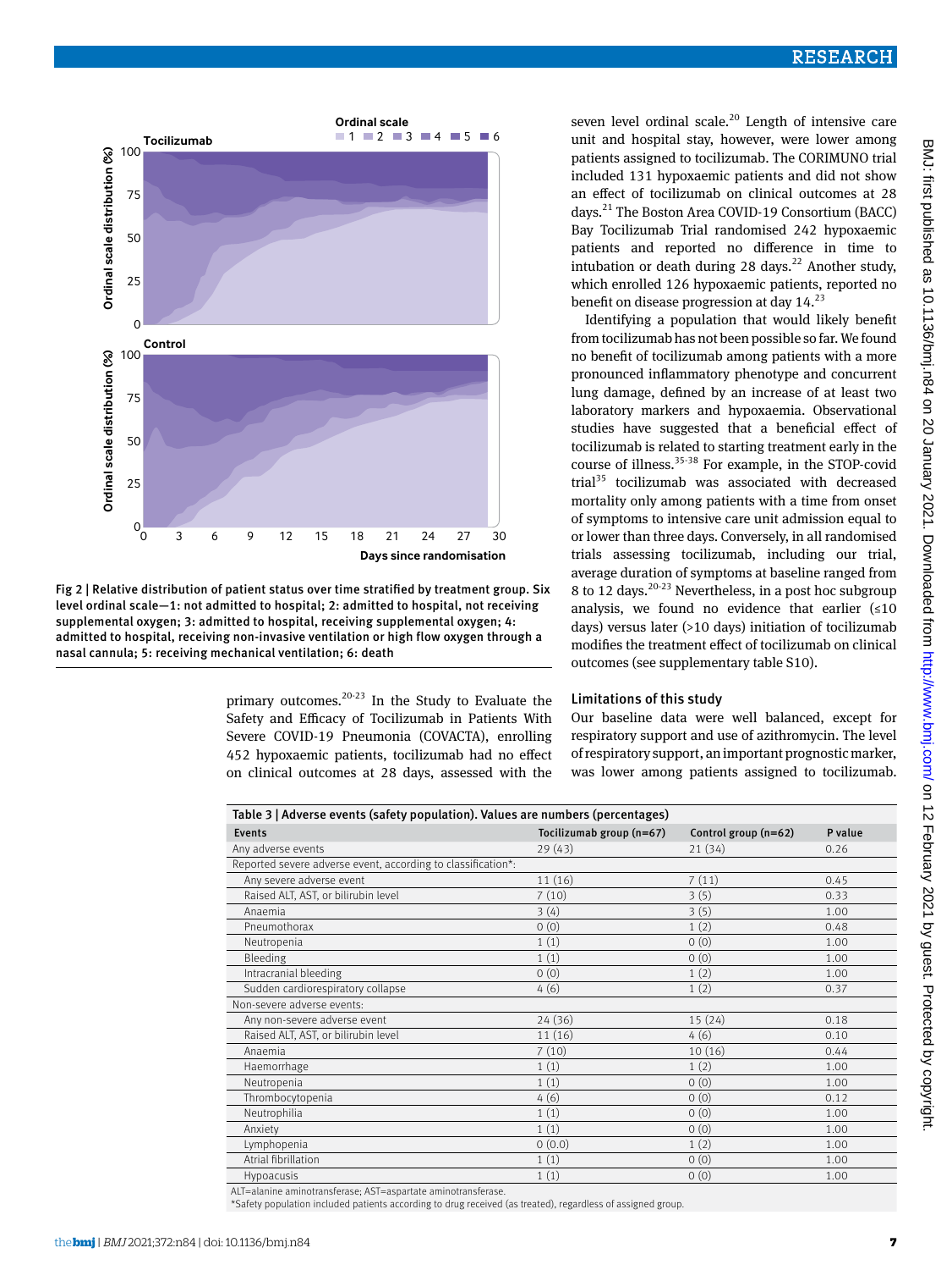Fig 2 | Relative distribution of patient status over time stratified by treatment group. Six level ordinal scale—1: not admitted to hospital; 2: admitted to hospital, not receiving supplemental oxygen; 3: admitted to hospital, receiving supplemental oxygen; 4: admitted to hospital, receiving non-invasive ventilation or high flow oxygen through a nasal cannula; 5: receiving mechanical ventilation; 6: death

primary outcomes.[20-23] In the Study to Evaluate the Safety and Efficacy of Tocilizumab in Patients With Severe COVID-19 Pneumonia (COVACTA), enrolling 452 hypoxaemic patients, tocilizumab had no effect on clinical outcomes at 28 days, assessed with the seven level ordinal scale.[20] Length of intensive care unit and hospital stay, however, were lower among patients assigned to tocilizumab. The CORIMUNO trial included 131 hypoxaemic patients and did not show an effect of tocilizumab on clinical outcomes at 28 days.[21] The Boston Area COVID-19 Consortium (BACC) Bay Tocilizumab Trial randomised 242 hypoxaemic patients and reported no difference in time to intubation or death during 28 days.[22] Another study, which enrolled 126 hypoxaemic patients, reported no benefit on disease progression at day 14.[23]

Identifying a population that would likely benefit from tocilizumab has not been possible so far. We found no benefit of tocilizumab among patients with a more pronounced inflammatory phenotype and concurrent lung damage, defined by an increase of at least two laboratory markers and hypoxaemia. Observational studies have suggested that a beneficial effect of tocilizumab is related to starting treatment early in the course of illness.[35-38] For example, in the STOP-covid trial[35] tocilizumab was associated with decreased mortality only among patients with a time from onset of symptoms to intensive care unit admission equal to or lower than three days. Conversely, in all randomised trials assessing tocilizumab, including our trial, average duration of symptoms at baseline ranged from 8 to 12 days.[20-23] Nevertheless, in a post hoc subgroup analysis, we found no evidence that earlier (≤10 days) versus later (>10 days) initiation of tocilizumab modifies the treatment effect of tocilizumab on clinical outcomes (see supplementary table S10).

### Limitations of this study

Our baseline data were well balanced, except for respiratory support and use of azithromycin. The level of respiratory support, an important prognostic marker, was lower among patients assigned to tocilizumab.

**Table 3 | Adverse events (safety population). Values are numbers (percentages)**

| Events | Tocilizumab group (n=67) | Control group (n=62) | P value |
|---|---|---|---|
| Any adverse events | 29 (43) | 21 (34) | 0.26 |
| Reported severe adverse event, according to classification*: | | | |
| Any severe adverse event | 11 (16) | 7 (11) | 0.45 |
| Raised ALT, AST, or bilirubin level | 7 (10) | 3 (5) | 0.33 |
| Anaemia | 3 (4) | 3 (5) | 1.00 |
| Pneumothorax | 0 (0) | 1 (2) | 0.48 |
| Neutropenia | 1 (1) | 0 (0) | 1.00 |
| Bleeding | 1 (1) | 0 (0) | 1.00 |
| Intracranial bleeding | 0 (0) | 1 (2) | 1.00 |
| Sudden cardiorespiratory collapse | 4 (6) | 1 (2) | 0.37 |
| Non-severe adverse events: | | | |
| Any non-severe adverse event | 24 (36) | 15 (24) | 0.18 |
| Raised ALT, AST, or bilirubin level | 11 (16) | 4 (6) | 0.10 |
| Anaemia | 7 (10) | 10 (16) | 0.44 |
| Haemorrhage | 1 (1) | 1 (2) | 1.00 |
| Neutropenia | 1 (1) | 0 (0) | 1.00 |
| Thrombocytopenia | 4 (6) | 0 (0) | 0.12 |
| Neutrophilia | 1 (1) | 0 (0) | 1.00 |
| Anxiety | 1 (1) | 0 (0) | 1.00 |
| Lymphopenia | 0 (0.0) | 1 (2) | 1.00 |
| Atrial fibrillation | 1 (1) | 0 (0) | 1.00 |
| Hypoacusis | 1 (1) | 0 (0) | 1.00 |

ALT=alanine aminotransferase; AST=aspartate aminotransferase.
*Safety population included patients according to drug received (as treated), regardless of assigned group.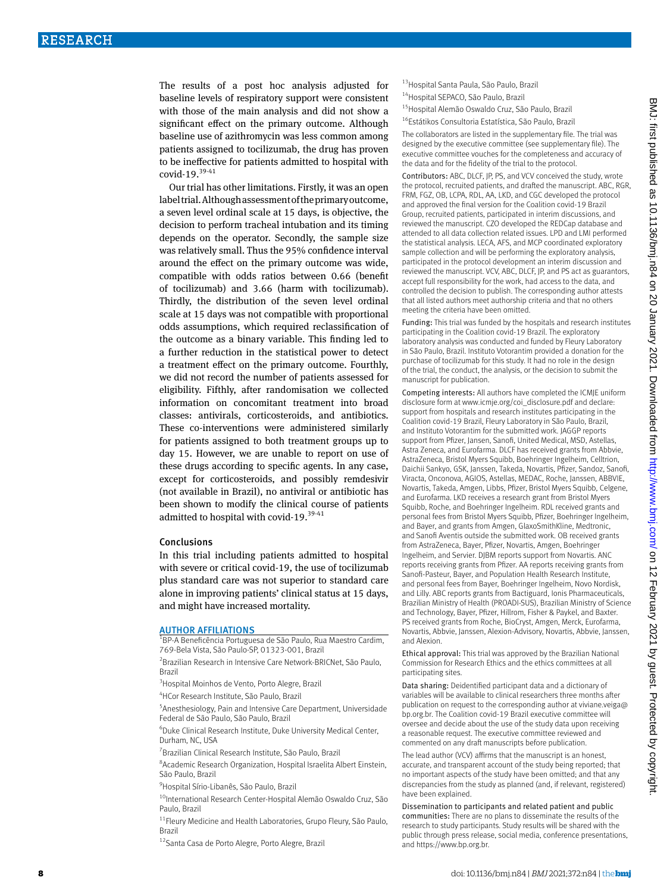The results of a post hoc analysis adjusted for baseline levels of respiratory support were consistent with those of the main analysis and did not show a significant effect on the primary outcome. Although baseline use of azithromycin was less common among patients assigned to tocilizumab, the drug has proven to be ineffective for patients admitted to hospital with covid-19.[39-41]

Our trial has other limitations. Firstly, it was an open label trial. Although assessment of the primary outcome, a seven level ordinal scale at 15 days, is objective, the decision to perform tracheal intubation and its timing depends on the operator. Secondly, the sample size was relatively small. Thus the 95% confidence interval around the effect on the primary outcome was wide, compatible with odds ratios between 0.66 (benefit of tocilizumab) and 3.66 (harm with tocilizumab). Thirdly, the distribution of the seven level ordinal scale at 15 days was not compatible with proportional odds assumptions, which required reclassification of the outcome as a binary variable. This finding led to a further reduction in the statistical power to detect a treatment effect on the primary outcome. Fourthly, we did not record the number of patients assessed for eligibility. Fifthly, after randomisation we collected information on concomitant treatment into broad classes: antivirals, corticosteroids, and antibiotics. These co-interventions were administered similarly for patients assigned to both treatment groups up to day 15. However, we are unable to report on use of these drugs according to specific agents. In any case, except for corticosteroids, and possibly remdesivir (not available in Brazil), no antiviral or antibiotic has been shown to modify the clinical course of patients admitted to hospital with covid-19.[39-41]

### Conclusions

In this trial including patients admitted to hospital with severe or critical covid-19, the use of tocilizumab plus standard care was not superior to standard care alone in improving patients' clinical status at 15 days, and might have increased mortality.

### AUTHOR AFFILIATIONS

[1]BP-A Beneficência Portuguesa de São Paulo, Rua Maestro Cardim, 769-Bela Vista, São Paulo-SP, 01323-001, Brazil

[2]Brazilian Research in Intensive Care Network-BRICNet, São Paulo, Brazil

[3]Hospital Moinhos de Vento, Porto Alegre, Brazil

[4]HCor Research Institute, São Paulo, Brazil

[5]Anesthesiology, Pain and Intensive Care Department, Universidade Federal de São Paulo, São Paulo, Brazil

[6]Duke Clinical Research Institute, Duke University Medical Center, Durham, NC, USA

[7]Brazilian Clinical Research Institute, São Paulo, Brazil

[8]Academic Research Organization, Hospital Israelita Albert Einstein, São Paulo, Brazil

[9]Hospital Sírio-Libanês, São Paulo, Brazil

[10]International Research Center-Hospital Alemão Oswaldo Cruz, São Paulo, Brazil

[11]Fleury Medicine and Health Laboratories, Grupo Fleury, São Paulo, Brazil

[12]Santa Casa de Porto Alegre, Porto Alegre, Brazil

[13]Hospital Santa Paula, São Paulo, Brazil

[14]Hospital SEPACO, São Paulo, Brazil

[15]Hospital Alemão Oswaldo Cruz, São Paulo, Brazil

[16]Estátikos Consultoria Estatística, São Paulo, Brazil

The collaborators are listed in the supplementary file. The trial was designed by the executive committee (see supplementary file). The executive committee vouches for the completeness and accuracy of the data and for the fidelity of the trial to the protocol.

**Contributors:** ABC, DLCF, JP, PS, and VCV conceived the study, wrote the protocol, recruited patients, and drafted the manuscript. ABC, RGR, FRM, FGZ, OB, LCPA, RDL, AA, LKD, and CGC developed the protocol and approved the final version for the Coalition covid-19 Brazil Group, recruited patients, participated in interim discussions, and reviewed the manuscript. CZO developed the REDCap database and attended to all data collection related issues. LPD and LMI performed the statistical analysis. LECA, AFS, and MCP coordinated exploratory sample collection and will be performing the exploratory analysis, participated in the protocol development an interim discussion and reviewed the manuscript. VCV, ABC, DLCF, JP, and PS act as guarantors, accept full responsibility for the work, had access to the data, and controlled the decision to publish. The corresponding author attests that all listed authors meet authorship criteria and that no others meeting the criteria have been omitted.

**Funding:** This trial was funded by the hospitals and research institutes participating in the Coalition covid-19 Brazil. The exploratory laboratory analysis was conducted and funded by Fleury Laboratory in São Paulo, Brazil. Instituto Votorantim provided a donation for the purchase of tocilizumab for this study. It had no role in the design of the trial, the conduct, the analysis, or the decision to submit the manuscript for publication.

**Competing interests:** All authors have completed the ICMJE uniform disclosure form at www.icmje.org/coi_disclosure.pdf and declare: support from hospitals and research institutes participating in the Coalition covid-19 Brazil, Fleury Laboratory in São Paulo, Brazil, and Instituto Votorantim for the submitted work. JAGGP reports support from Pfizer, Jansen, Sanofi, United Medical, MSD, Astellas, Astra Zeneca, and Eurofarma. DLCF has received grants from Abbvie, AstraZeneca, Bristol Myers Squibb, Boehringer Ingelheim, Celltrion, Daichii Sankyo, GSK, Janssen, Takeda, Novartis, Pfizer, Sandoz, Sanofi, Viracta, Onconova, AGIOS, Astellas, MEDAC, Roche, Janssen, ABBVIE, Novartis, Takeda, Amgen, Libbs, Pfizer, Bristol Myers Squibb, Celgene, and Eurofarma. LKD receives a research grant from Bristol Myers Squibb, Roche, and Boehringer Ingelheim. RDL received grants and personal fees from Bristol Myers Squibb, Pfizer, Boehringer Ingelheim, and Bayer, and grants from Amgen, GlaxoSmithKline, Medtronic, and Sanofi Aventis outside the submitted work. OB received grants from AstraZeneca, Bayer, Pfizer, Novartis, Amgen, Boehringer Ingelheim, and Servier. DJBM reports support from Novartis. ANC reports receiving grants from Pfizer. AA reports receiving grants from Sanofi-Pasteur, Bayer, and Population Health Research Institute, and personal fees from Bayer, Boehringer Ingelheim, Novo Nordisk, and Lilly. ABC reports grants from Bactiguard, Ionis Pharmaceuticals, Brazilian Ministry of Health (PROADI-SUS), Brazilian Ministry of Science and Technology, Bayer, Pfizer, Hillrom, Fisher & Paykel, and Baxter. PS received grants from Roche, BioCryst, Amgen, Merck, Eurofarma, Novartis, Abbvie, Janssen, Alexion-Advisory, Novartis, Abbvie, Janssen, and Alexion.

**Ethical approval:** This trial was approved by the Brazilian National Commission for Research Ethics and the ethics committees at all participating sites.

**Data sharing:** Deidentified participant data and a dictionary of variables will be available to clinical researchers three months after publication on request to the corresponding author at viviane.veiga@bp.org.br. The Coalition covid-19 Brazil executive committee will oversee and decide about the use of the study data upon receiving a reasonable request. The executive committee reviewed and commented on any draft manuscripts before publication.

The lead author (VCV) affirms that the manuscript is an honest, accurate, and transparent account of the study being reported; that no important aspects of the study have been omitted; and that any discrepancies from the study as planned (and, if relevant, registered) have been explained.

**Dissemination to participants and related patient and public communities:** There are no plans to disseminate the results of the research to study participants. Study results will be shared with the public through press release, social media, conference presentations, and https://www.bp.org.br.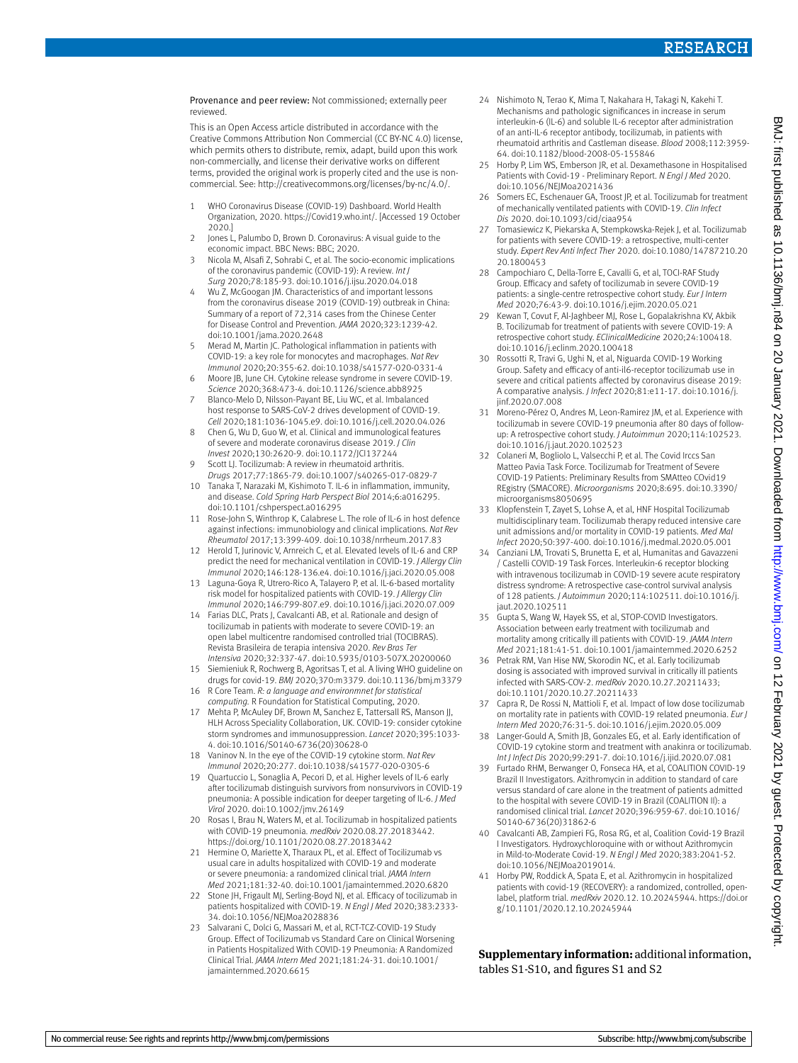Provenance and peer review: Not commissioned; externally peer reviewed.

This is an Open Access article distributed in accordance with the Creative Commons Attribution Non Commercial (CC BY-NC 4.0) license, which permits others to distribute, remix, adapt, build upon this work non-commercially, and license their derivative works on different terms, provided the original work is properly cited and the use is non-commercial. See: http://creativecommons.org/licenses/by-nc/4.0/.

1. WHO Coronavirus Disease (COVID-19) Dashboard. World Health Organization, 2020. https://Covid19.who.int/. [Accessed 19 October 2020.]
2. Jones L, Palumbo D, Brown D. Coronavirus: A visual guide to the economic impact. BBC News: BBC; 2020.
3. Nicola M, Alsafi Z, Sohrabi C, et al. The socio-economic implications of the coronavirus pandemic (COVID-19): A review. *Int J Surg* 2020;78:185-93. doi:10.1016/j.ijsu.2020.04.018
4. Wu Z, McGoogan JM. Characteristics of and important lessons from the coronavirus disease 2019 (COVID-19) outbreak in China: Summary of a report of 72,314 cases from the Chinese Center for Disease Control and Prevention. *JAMA* 2020;323:1239-42. doi:10.1001/jama.2020.2648
5. Merad M, Martin JC. Pathological inflammation in patients with COVID-19: a key role for monocytes and macrophages. *Nat Rev Immunol* 2020;20:355-62. doi:10.1038/s41577-020-0331-4
6. Moore JB, June CH. Cytokine release syndrome in severe COVID-19. *Science* 2020;368:473-4. doi:10.1126/science.abb8925
7. Blanco-Melo D, Nilsson-Payant BE, Liu WC, et al. Imbalanced host response to SARS-CoV-2 drives development of COVID-19. *Cell* 2020;181:1036-1045.e9. doi:10.1016/j.cell.2020.04.026
8. Chen G, Wu D, Guo W, et al. Clinical and immunological features of severe and moderate coronavirus disease 2019. *J Clin Invest* 2020;130:2620-9. doi:10.1172/JCI137244
9. Scott LJ. Tocilizumab: A review in rheumatoid arthritis. *Drugs* 2017;77:1865-79. doi:10.1007/s40265-017-0829-7
10. Tanaka T, Narazaki M, Kishimoto T. IL-6 in inflammation, immunity, and disease. *Cold Spring Harb Perspect Biol* 2014;6:a016295. doi:10.1101/cshperspect.a016295
11. Rose-John S, Winthrop K, Calabrese L. The role of IL-6 in host defence against infections: immunobiology and clinical implications. *Nat Rev Rheumatol* 2017;13:399-409. doi:10.1038/nrrheum.2017.83
12. Herold T, Jurinovic V, Arnreich C, et al. Elevated levels of IL-6 and CRP predict the need for mechanical ventilation in COVID-19. *J Allergy Clin Immunol* 2020;146:128-136.e4. doi:10.1016/j.jaci.2020.05.008
13. Laguna-Goya R, Utrero-Rico A, Talayero P, et al. IL-6-based mortality risk model for hospitalized patients with COVID-19. *J Allergy Clin Immunol* 2020;146:799-807.e9. doi:10.1016/j.jaci.2020.07.009
14. Farias DLC, Prats J, Cavalcanti AB, et al. Rationale and design of tocilizumab in patients with moderate to severe COVID-19: an open label multicentre randomised controlled trial (TOCIBRAS). Revista Brasileira de terapia intensiva 2020. *Rev Bras Ter Intensiva* 2020;32:337-47. doi:10.5935/0103-507X.20200060
15. Siemieniuk R, Rochwerg B, Agoritsas T, et al. A living WHO guideline on drugs for covid-19. *BMJ* 2020;370:m3379. doi:10.1136/bmj.m3379
16. R Core Team. *R: a language and environmnet for statistical computing.* R Foundation for Statistical Computing, 2020.
17. Mehta P, McAuley DF, Brown M, Sanchez E, Tattersall RS, Manson JJ, HLH Across Speciality Collaboration, UK. COVID-19: consider cytokine storm syndromes and immunosuppression. *Lancet* 2020;395:1033-4. doi:10.1016/S0140-6736(20)30628-0
18. Vaninov N. In the eye of the COVID-19 cytokine storm. *Nat Rev Immunol* 2020;20:277. doi:10.1038/s41577-020-0305-6
19. Quartuccio L, Sonaglia A, Pecori D, et al. Higher levels of IL-6 early after tocilizumab distinguish survivors from nonsurvivors in COVID-19 pneumonia: A possible indication for deeper targeting of IL-6. *J Med Virol* 2020. doi:10.1002/jmv.26149
20. Rosas I, Brau N, Waters M, et al. Tocilizumab in hospitalized patients with COVID-19 pneumonia. *medRxiv* 2020.08.27.20183442. https://doi.org/10.1101/2020.08.27.20183442
21. Hermine O, Mariette X, Tharaux PL, et al. Effect of Tocilizumab vs usual care in adults hospitalized with COVID-19 and moderate or severe pneumonia: a randomized clinical trial. *JAMA Intern Med* 2021;181:32-40. doi:10.1001/jamainternmed.2020.6820
22. Stone JH, Frigault MJ, Serling-Boyd NJ, et al. Efficacy of tocilizumab in patients hospitalized with COVID-19. *N Engl J Med* 2020;383:2333-34. doi:10.1056/NEJMoa2028836
23. Salvarani C, Dolci G, Massari M, et al, RCT-TCZ-COVID-19 Study Group. Effect of Tocilizumab vs Standard Care on Clinical Worsening in Patients Hospitalized With COVID-19 Pneumonia: A Randomized Clinical Trial. *JAMA Intern Med* 2021;181:24-31. doi:10.1001/jamainternmed.2020.6615
24. Nishimoto N, Terao K, Mima T, Nakahara H, Takagi N, Kakehi T. Mechanisms and pathologic significances in increase in serum interleukin-6 (IL-6) and soluble IL-6 receptor after administration of an anti-IL-6 receptor antibody, tocilizumab, in patients with rheumatoid arthritis and Castleman disease. *Blood* 2008;112:3959-64. doi:10.1182/blood-2008-05-155846
25. Horby P, Lim WS, Emberson JR, et al. Dexamethasone in Hospitalised Patients with Covid-19 - Preliminary Report. *N Engl J Med* 2020. doi:10.1056/NEJMoa2021436
26. Somers EC, Eschenauer GA, Troost JP, et al. Tocilizumab for treatment of mechanically ventilated patients with COVID-19. *Clin Infect Dis* 2020. doi:10.1093/cid/ciaa954
27. Tomasiewicz K, Piekarska A, Stempkowska-Rejek J, et al. Tocilizumab for patients with severe COVID-19: a retrospective, multi-center study. *Expert Rev Anti Infect Ther* 2020. doi:10.1080/14787210.2020.1800453
28. Campochiaro C, Della-Torre E, Cavalli G, et al, TOCI-RAF Study Group. Efficacy and safety of tocilizumab in severe COVID-19 patients: a single-centre retrospective cohort study. *Eur J Intern Med* 2020;76:43-9. doi:10.1016/j.ejim.2020.05.021
29. Kewan T, Covut F, Al-Jaghbeer MJ, Rose L, Gopalakrishna KV, Akbik B. Tocilizumab for treatment of patients with severe COVID-19: A retrospective cohort study. *EClinicalMedicine* 2020;24:100418. doi:10.1016/j.eclinm.2020.100418
30. Rossotti R, Travi G, Ughi N, et al, Niguarda COVID-19 Working Group. Safety and efficacy of anti-il6-receptor tocilizumab use in severe and critical patients affected by coronavirus disease 2019: A comparative analysis. *J Infect* 2020;81:e11-17. doi:10.1016/j.jinf.2020.07.008
31. Moreno-Pérez O, Andres M, Leon-Ramirez JM, et al. Experience with tocilizumab in severe COVID-19 pneumonia after 80 days of follow-up: A retrospective cohort study. *J Autoimmun* 2020;114:102523. doi:10.1016/j.jaut.2020.102523
32. Colaneri M, Bogliolo L, Valsecchi P, et al. The Covid Irccs San Matteo Pavia Task Force. Tocilizumab for Treatment of Severe COVID-19 Patients: Preliminary Results from SMAtteo COvid19 REgistry (SMACORE). *Microorganisms* 2020;8:695. doi:10.3390/microorganisms8050695
33. Klopfenstein T, Zayet S, Lohse A, et al, HNF Hospital Tocilizumab multidisciplinary team. Tocilizumab therapy reduced intensive care unit admissions and/or mortality in COVID-19 patients. *Med Mal Infect* 2020;50:397-400. doi:10.1016/j.medmal.2020.05.001
34. Canziani LM, Trovati S, Brunetta E, et al, Humanitas and Gavazzeni / Castelli COVID-19 Task Forces. Interleukin-6 receptor blocking with intravenous tocilizumab in COVID-19 severe acute respiratory distress syndrome: A retrospective case-control survival analysis of 128 patients. *J Autoimmun* 2020;114:102511. doi:10.1016/j.jaut.2020.102511
35. Gupta S, Wang W, Hayek SS, et al, STOP-COVID Investigators. Association between early treatment with tocilizumab and mortality among critically ill patients with COVID-19. *JAMA Intern Med* 2021;181:41-51. doi:10.1001/jamainternmed.2020.6252
36. Petrak RM, Van Hise NW, Skorodin NC, et al. Early tocilizumab dosing is associated with improved survival in critically ill patients infected with SARS-COV-2. *medRxiv* 2020.10.27.20211433; doi:10.1101/2020.10.27.20211433
37. Capra R, De Rossi N, Mattioli F, et al. Impact of low dose tocilizumab on mortality rate in patients with COVID-19 related pneumonia. *Eur J Intern Med* 2020;76:31-5. doi:10.1016/j.ejim.2020.05.009
38. Langer-Gould A, Smith JB, Gonzales EG, et al. Early identification of COVID-19 cytokine storm and treatment with anakinra or tocilizumab. *Int J Infect Dis* 2020;99:291-7. doi:10.1016/j.ijid.2020.07.081
39. Furtado RHM, Berwanger O, Fonseca HA, et al, COALITION COVID-19 Brazil II Investigators. Azithromycin in addition to standard of care versus standard of care alone in the treatment of patients admitted to the hospital with severe COVID-19 in Brazil (COALITION II): a randomised clinical trial. *Lancet* 2020;396:959-67. doi:10.1016/S0140-6736(20)31862-6
40. Cavalcanti AB, Zampieri FG, Rosa RG, et al, Coalition Covid-19 Brazil I Investigators. Hydroxychloroquine with or without Azithromycin in Mild-to-Moderate Covid-19. *N Engl J Med* 2020;383:2041-52. doi:10.1056/NEJMoa2019014.
41. Horby PW, Roddick A, Spata E, et al. Azithromycin in hospitalized patients with covid-19 (RECOVERY): a randomized, controlled, open-label, platform trial. *medRxiv* 2020.12. 10.20245944. https://doi.org/10.1101/2020.12.10.20245944

**Supplementary information:** additional information, tables S1-S10, and figures S1 and S2